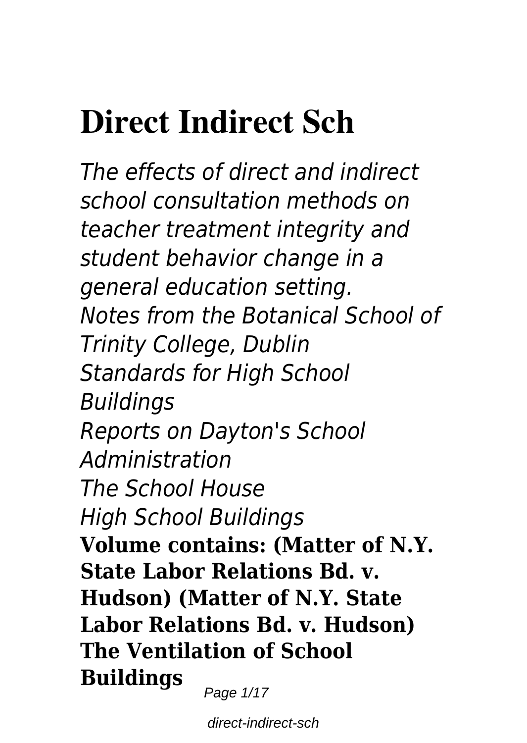# Direct Indirect Sch

*The effects of direct and indirect school consultation methods on teacher treatment integrity and student behavior change in a general education setting.*

*Notes from the Botanical School of Trinity College, Dublin*

*Standards for High School Buildings*

*Reports on Dayton's School Administration*

*The School House*

*High School Buildings*

**Volume contains: (Matter of N.Y. State Labor Relations Bd. v. Hudson) (Matter of N.Y. State Labor Relations Bd. v. Hudson)**

**The Ventilation of School Buildings**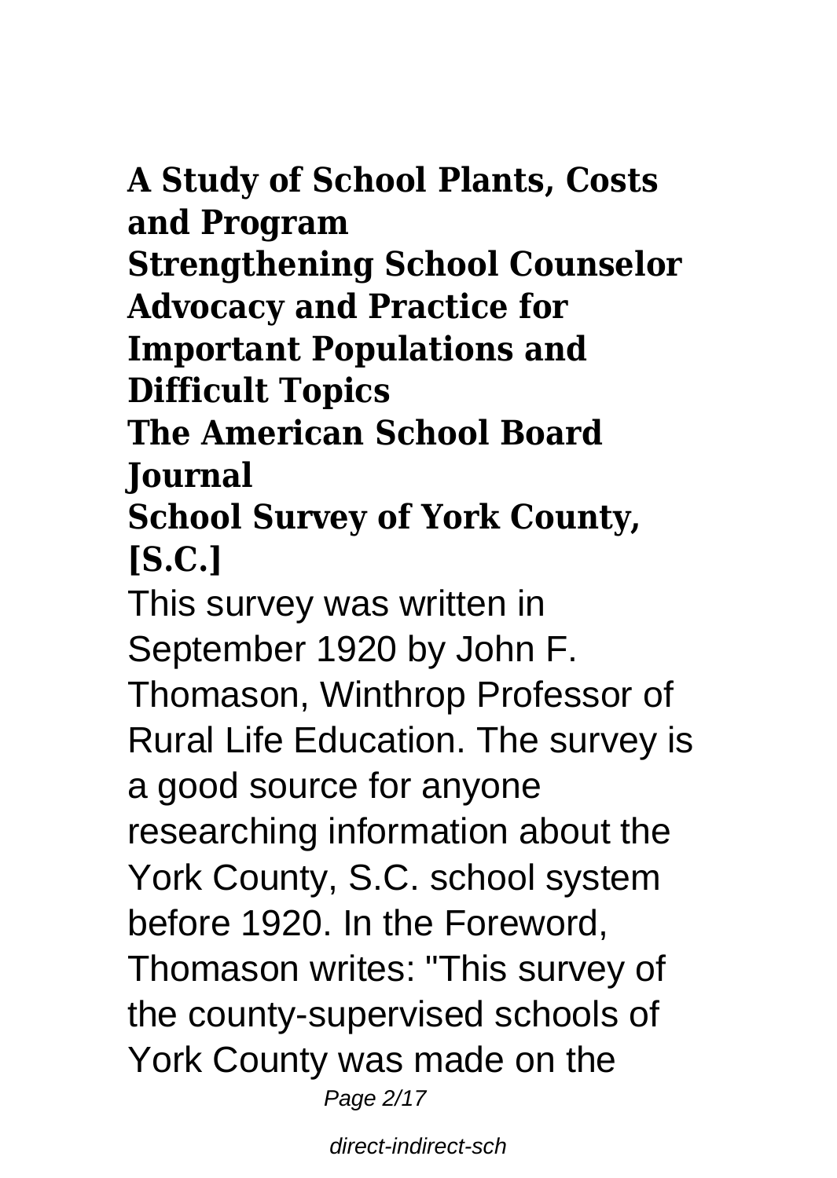**A Study of School Plants, Costs and Program**

**Strengthening School Counselor Advocacy and Practice for Important Populations and Difficult Topics**

**The American School Board Journal**

**School Survey of York County, [S.C.]**

This survey was written in September 1920 by John F. Thomason, Winthrop Professor of Rural Life Education. The survey is a good source for anyone researching information about the York County, S.C. school system before 1920. In the Foreword, Thomason writes: "This survey of the county-supervised schools of York County was made on the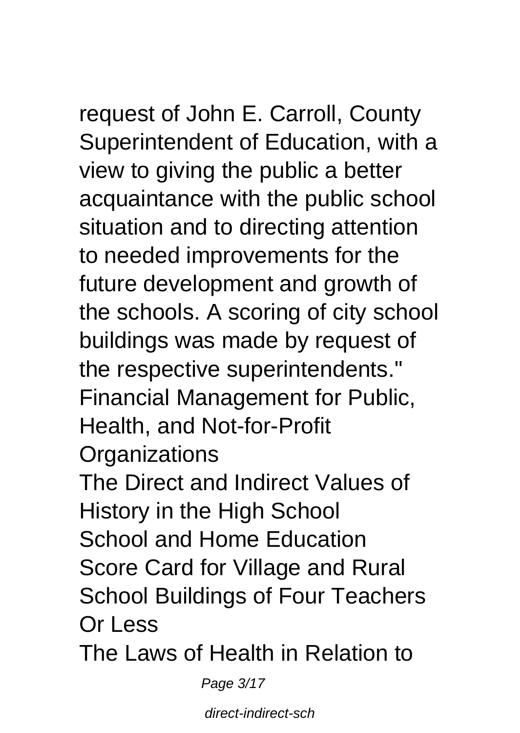request of John E. Carroll, County Superintendent of Education, with a view to giving the public a better acquaintance with the public school situation and to directing attention to needed improvements for the future development and growth of the schools. A scoring of city school buildings was made by request of the respective superintendents."

Financial Management for Public, Health, and Not-for-Profit Organizations

The Direct and Indirect Values of History in the High School

School and Home Education

Score Card for Village and Rural School Buildings of Four Teachers Or Less

The Laws of Health in Relation to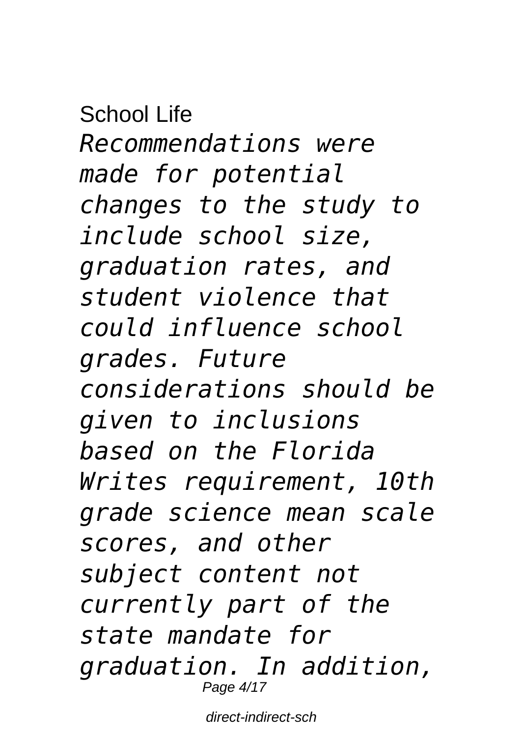School Life

*Recommendations were made for potential changes to the study to include school size, graduation rates, and student violence that could influence school grades. Future considerations should be given to inclusions based on the Florida Writes requirement, 10th grade science mean scale scores, and other subject content not currently part of the state mandate for graduation. In addition,*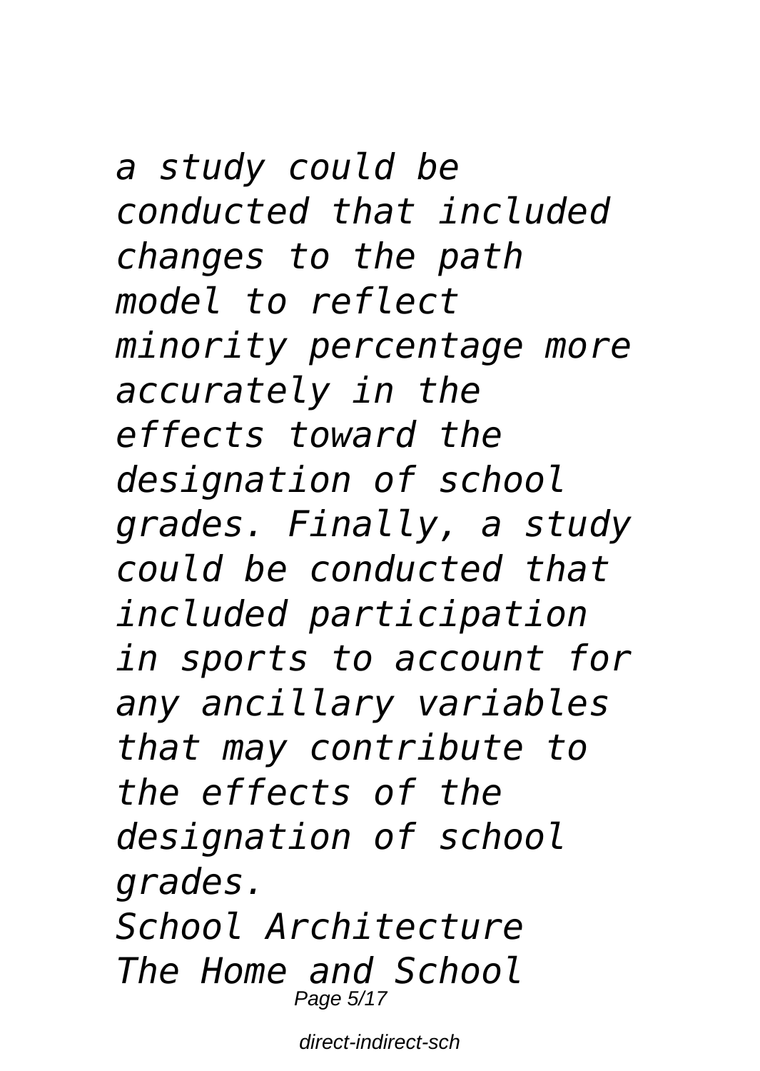*a study could be conducted that included changes to the path model to reflect minority percentage more accurately in the effects toward the designation of school grades. Finally, a study could be conducted that included participation in sports to account for any ancillary variables that may contribute to the effects of the designation of school grades.*

*School Architecture*

*The Home and School*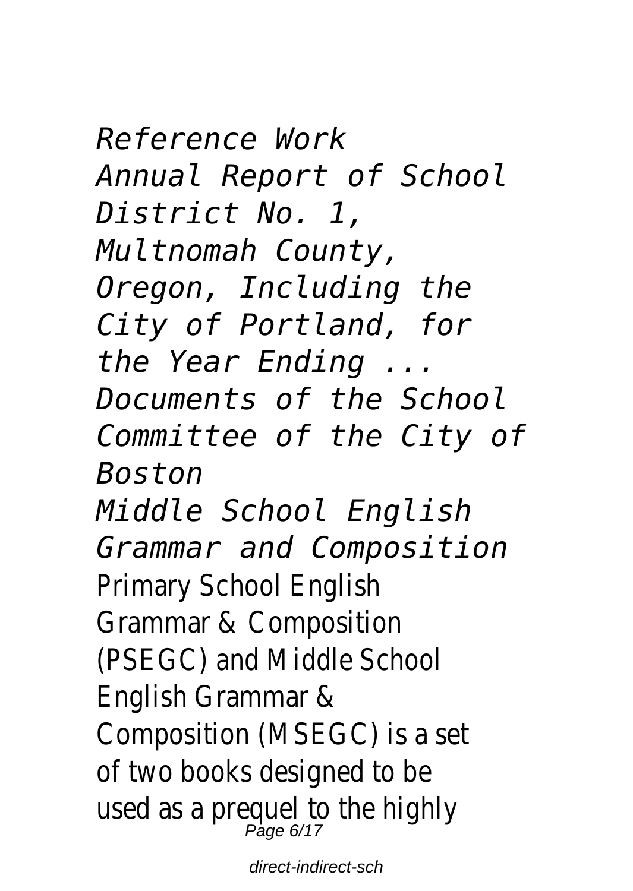*Reference Work*

*Annual Report of School District No. 1, Multnomah County, Oregon, Including the City of Portland, for the Year Ending ...*

*Documents of the School Committee of the City of Boston*

*Middle School English Grammar and Composition*

Primary School English Grammar & Composition (PSEGC) and Middle School English Grammar & Composition (MSEGC) is a set of two books designed to be used as a prequel to the highly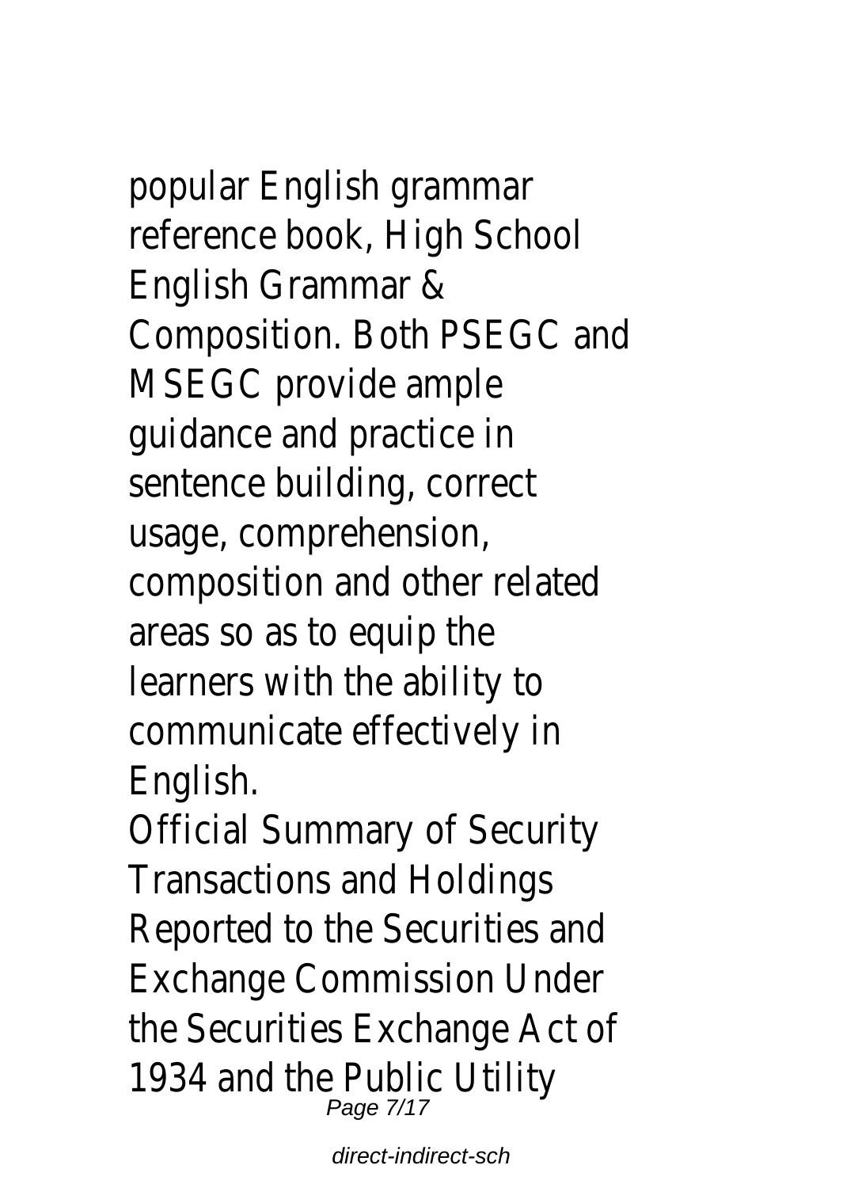popular English grammar reference book, High School English Grammar & Composition. Both PSEGC and MSEGC provide ample guidance and practice in sentence building, correct usage, comprehension, composition and other related areas so as to equip the learners with the ability to communicate effectively in English.

Official Summary of Security Transactions and Holdings Reported to the Securities and Exchange Commission Under the Securities Exchange Act of 1934 and the Public Utility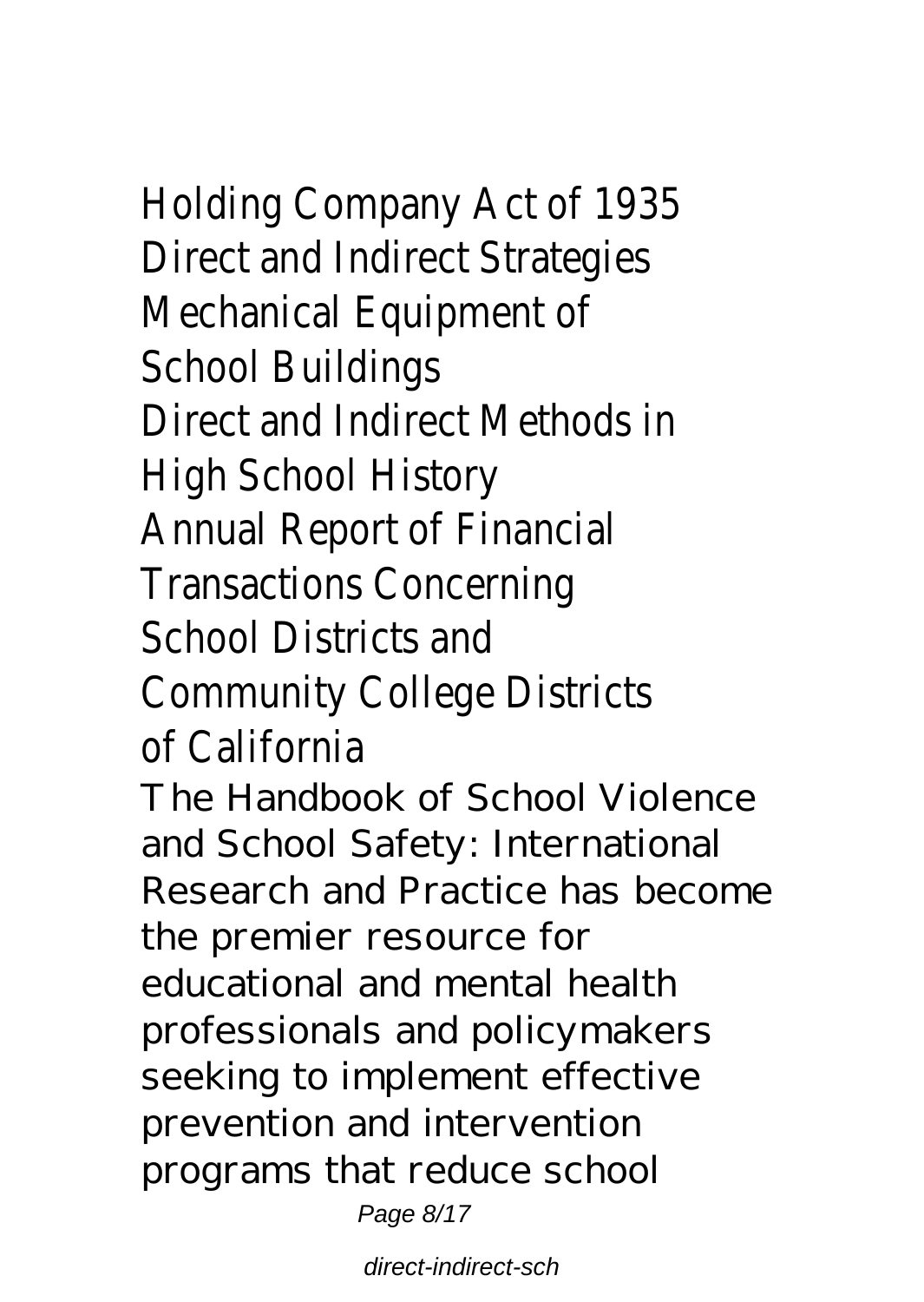Holding Company Act of 1935
Direct and Indirect Strategies
Mechanical Equipment of
School Buildings
Direct and Indirect Methods in
High School History
Annual Report of Financial
Transactions Concerning
School Districts and
Community College Districts
of California

The Handbook of School Violence and School Safety: International Research and Practice has become the premier resource for educational and mental health professionals and policymakers seeking to implement effective prevention and intervention programs that reduce school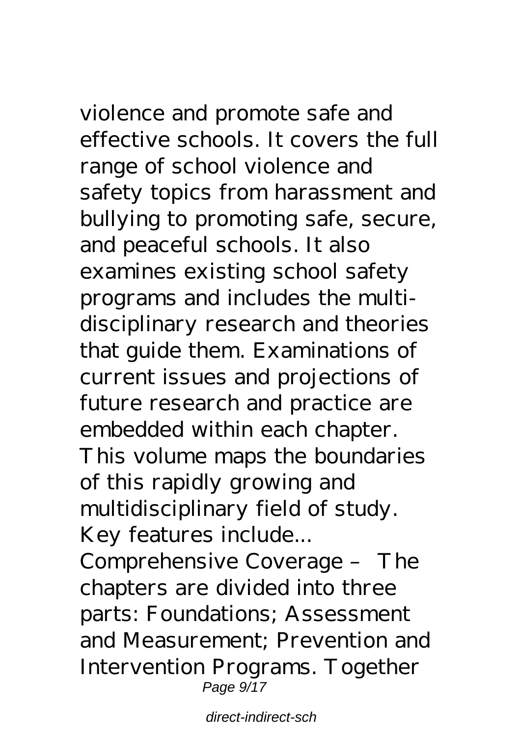violence and promote safe and effective schools. It covers the full range of school violence and safety topics from harassment and bullying to promoting safe, secure, and peaceful schools. It also examines existing school safety programs and includes the multi-disciplinary research and theories that guide them. Examinations of current issues and projections of future research and practice are embedded within each chapter. This volume maps the boundaries of this rapidly growing and multidisciplinary field of study. Key features include...

Comprehensive Coverage – The chapters are divided into three parts: Foundations; Assessment and Measurement; Prevention and Intervention Programs. Together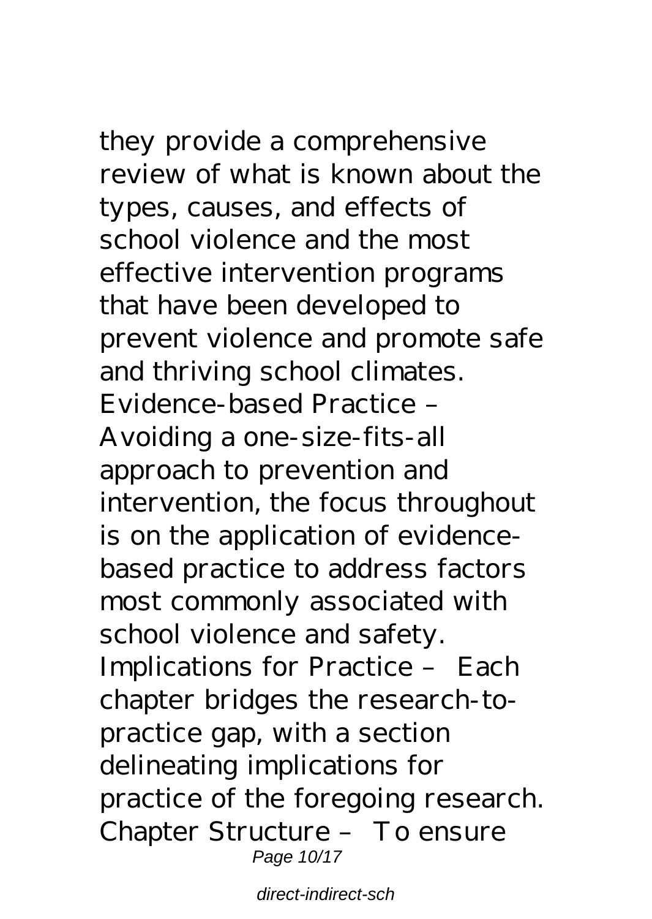they provide a comprehensive review of what is known about the types, causes, and effects of school violence and the most effective intervention programs that have been developed to prevent violence and promote safe and thriving school climates. Evidence-based Practice – Avoiding a one-size-fits-all approach to prevention and intervention, the focus throughout is on the application of evidence-based practice to address factors most commonly associated with school violence and safety. Implications for Practice – Each chapter bridges the research-to-practice gap, with a section delineating implications for practice of the foregoing research. Chapter Structure – To ensure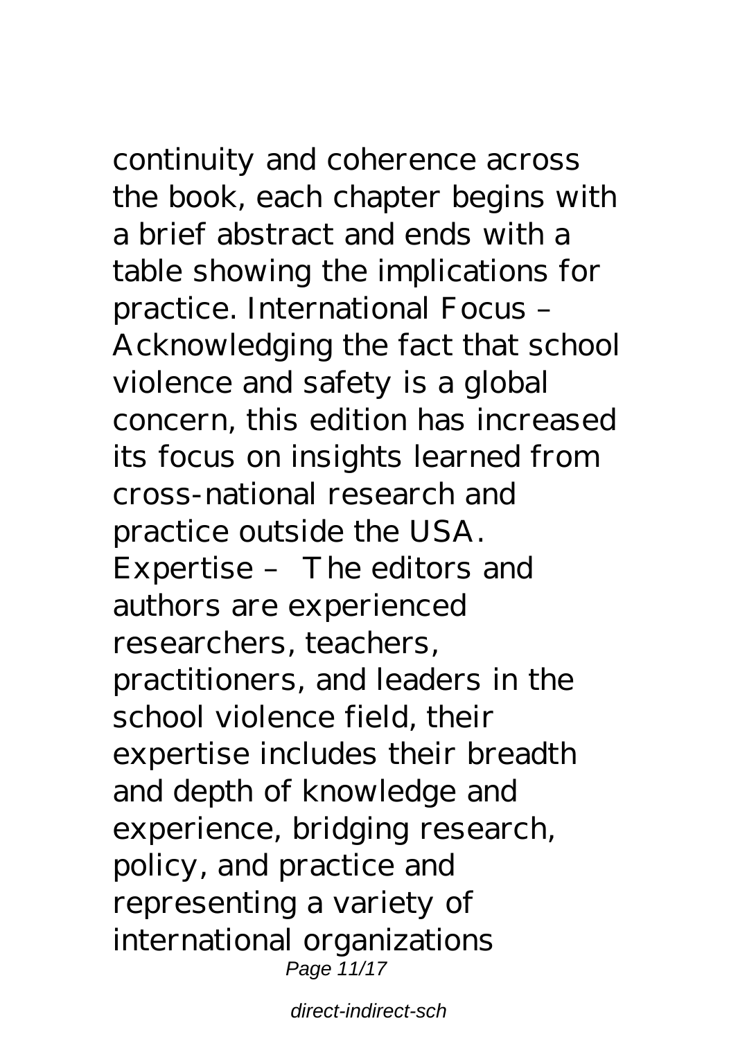continuity and coherence across the book, each chapter begins with a brief abstract and ends with a table showing the implications for practice. International Focus – Acknowledging the fact that school violence and safety is a global concern, this edition has increased its focus on insights learned from cross-national research and practice outside the USA. Expertise – The editors and authors are experienced researchers, teachers, practitioners, and leaders in the school violence field, their expertise includes their breadth and depth of knowledge and experience, bridging research, policy, and practice and representing a variety of international organizations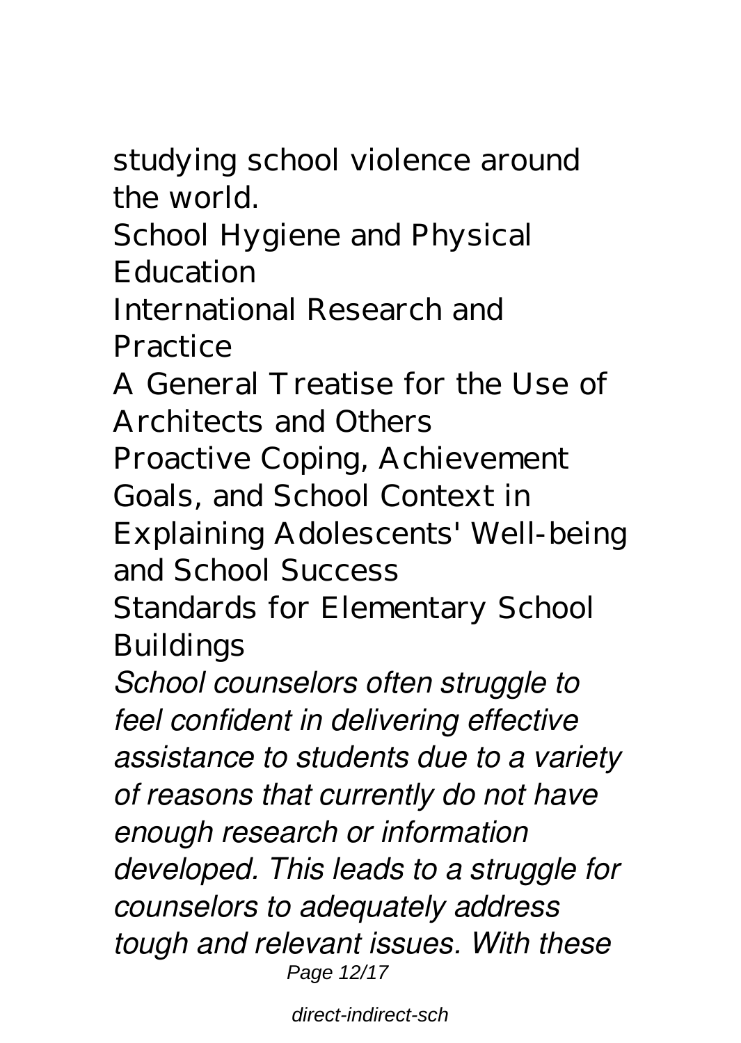studying school violence around the world.

School Hygiene and Physical Education

International Research and Practice

A General Treatise for the Use of Architects and Others

Proactive Coping, Achievement Goals, and School Context in Explaining Adolescents' Well-being and School Success

Standards for Elementary School Buildings

*School counselors often struggle to feel confident in delivering effective assistance to students due to a variety of reasons that currently do not have enough research or information developed. This leads to a struggle for counselors to adequately address tough and relevant issues. With these*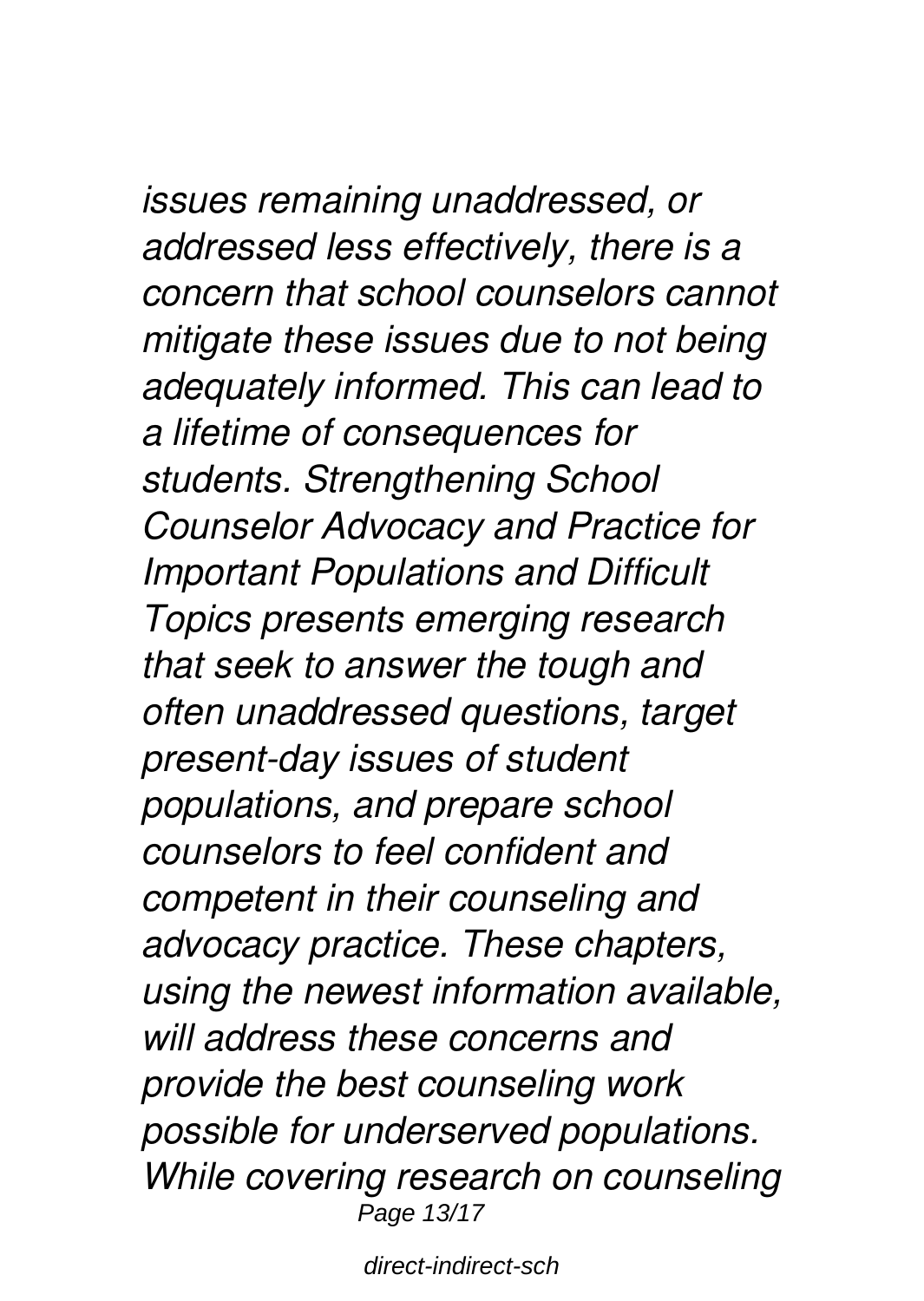*issues remaining unaddressed, or addressed less effectively, there is a concern that school counselors cannot mitigate these issues due to not being adequately informed. This can lead to a lifetime of consequences for students. Strengthening School Counselor Advocacy and Practice for Important Populations and Difficult Topics presents emerging research that seek to answer the tough and often unaddressed questions, target present-day issues of student populations, and prepare school counselors to feel confident and competent in their counseling and advocacy practice. These chapters, using the newest information available, will address these concerns and provide the best counseling work possible for underserved populations. While covering research on counseling*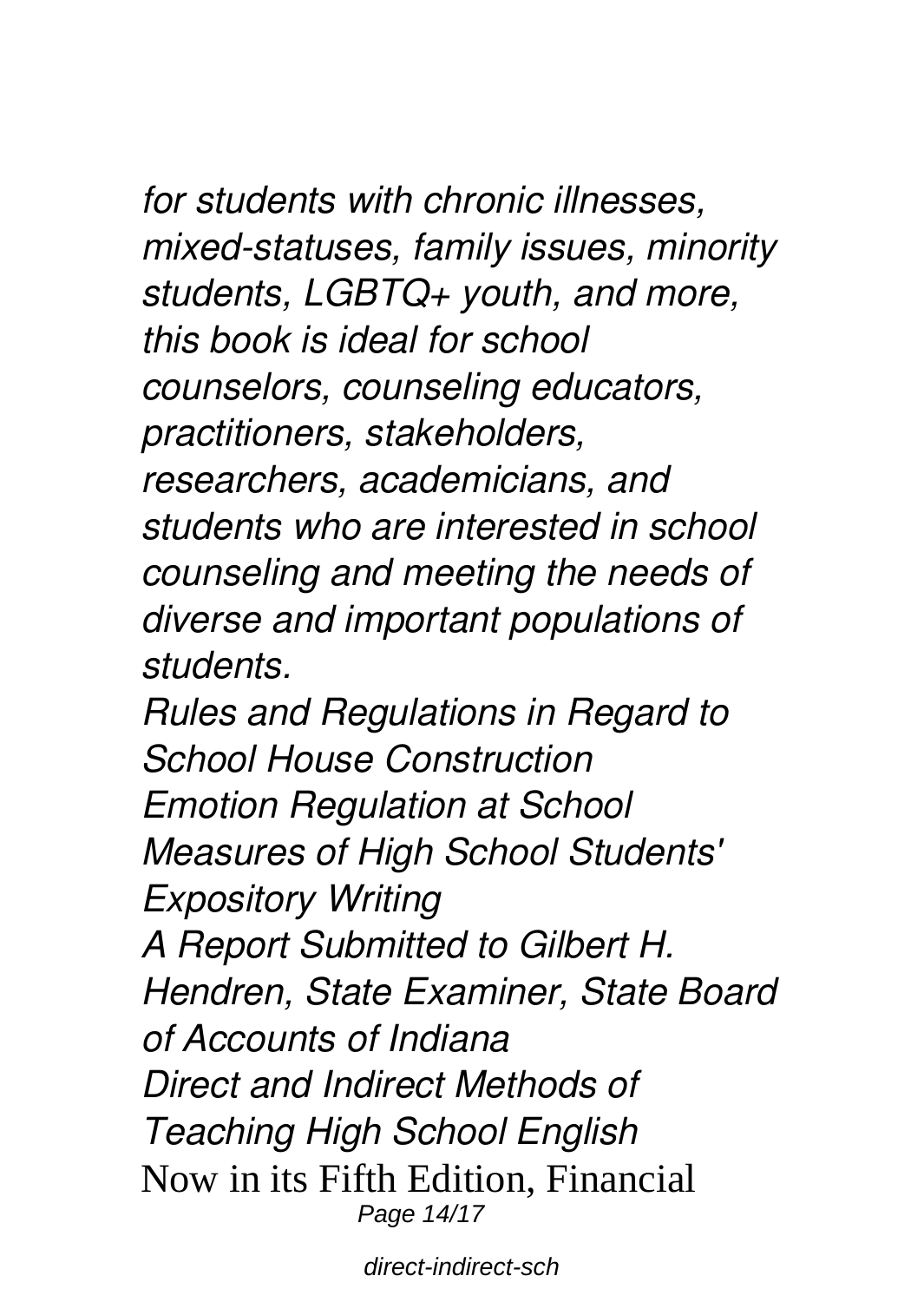*for students with chronic illnesses, mixed-statuses, family issues, minority students, LGBTQ+ youth, and more, this book is ideal for school counselors, counseling educators, practitioners, stakeholders, researchers, academicians, and students who are interested in school counseling and meeting the needs of diverse and important populations of students.*

*Rules and Regulations in Regard to School House Construction*

*Emotion Regulation at School*

*Measures of High School Students' Expository Writing*

*A Report Submitted to Gilbert H. Hendren, State Examiner, State Board of Accounts of Indiana*

*Direct and Indirect Methods of Teaching High School English*

Now in its Fifth Edition, Financial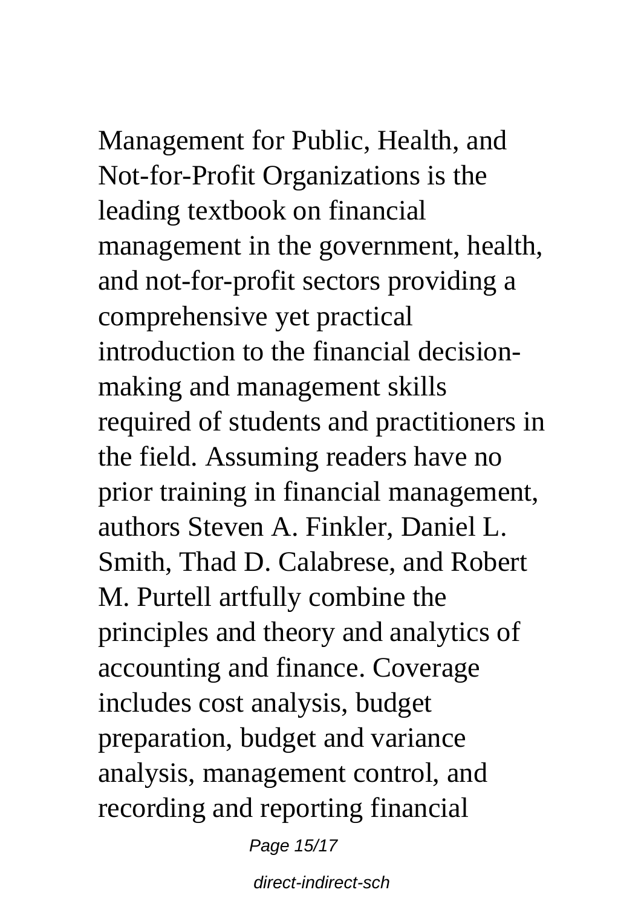Management for Public, Health, and Not-for-Profit Organizations is the leading textbook on financial management in the government, health, and not-for-profit sectors providing a comprehensive yet practical introduction to the financial decision-making and management skills required of students and practitioners in the field. Assuming readers have no prior training in financial management, authors Steven A. Finkler, Daniel L. Smith, Thad D. Calabrese, and Robert M. Purtell artfully combine the principles and theory and analytics of accounting and finance. Coverage includes cost analysis, budget preparation, budget and variance analysis, management control, and recording and reporting financial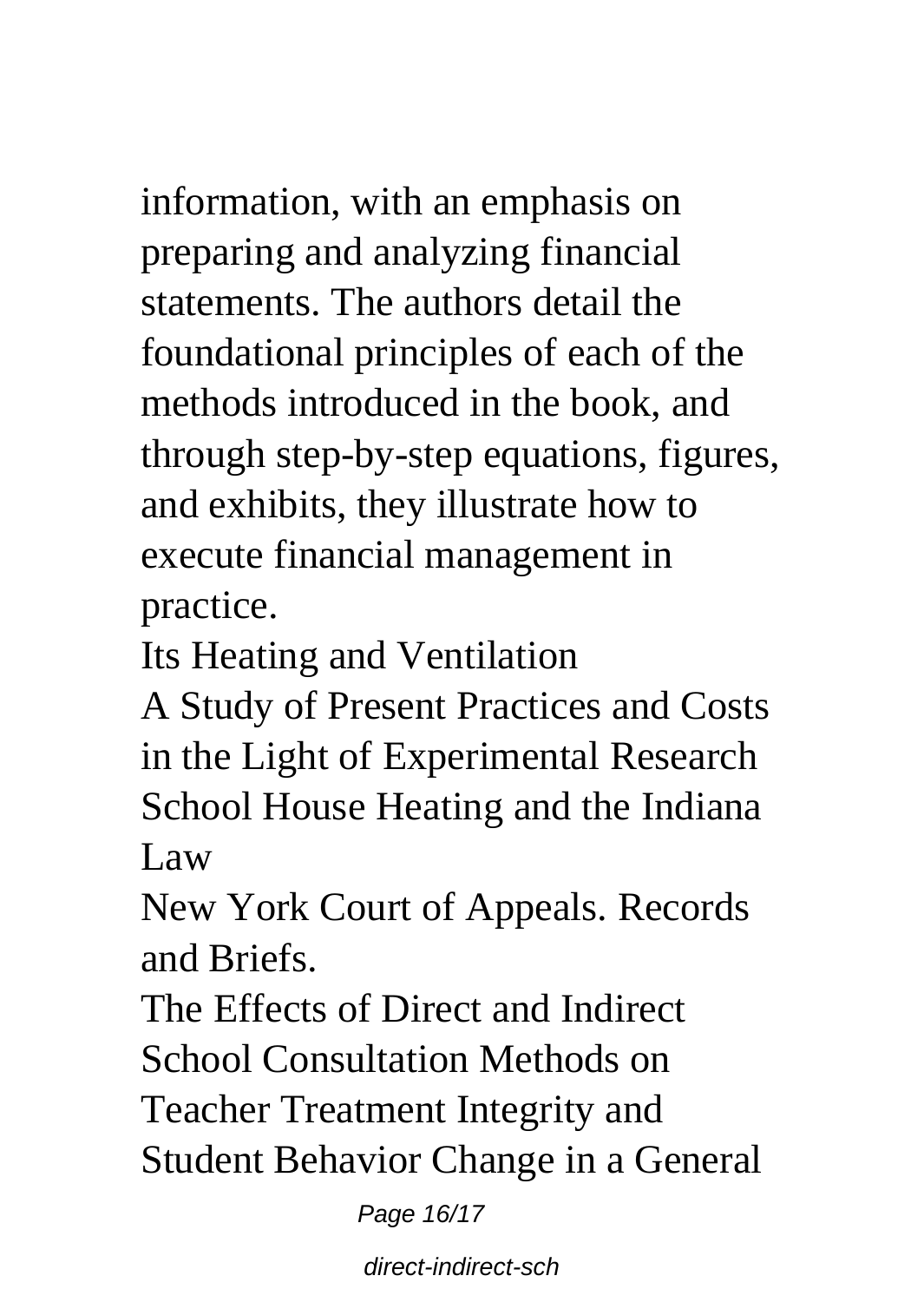information, with an emphasis on preparing and analyzing financial statements. The authors detail the foundational principles of each of the methods introduced in the book, and through step-by-step equations, figures, and exhibits, they illustrate how to execute financial management in practice.

Its Heating and Ventilation

A Study of Present Practices and Costs in the Light of Experimental Research

School House Heating and the Indiana Law

New York Court of Appeals. Records and Briefs.

The Effects of Direct and Indirect School Consultation Methods on Teacher Treatment Integrity and Student Behavior Change in a General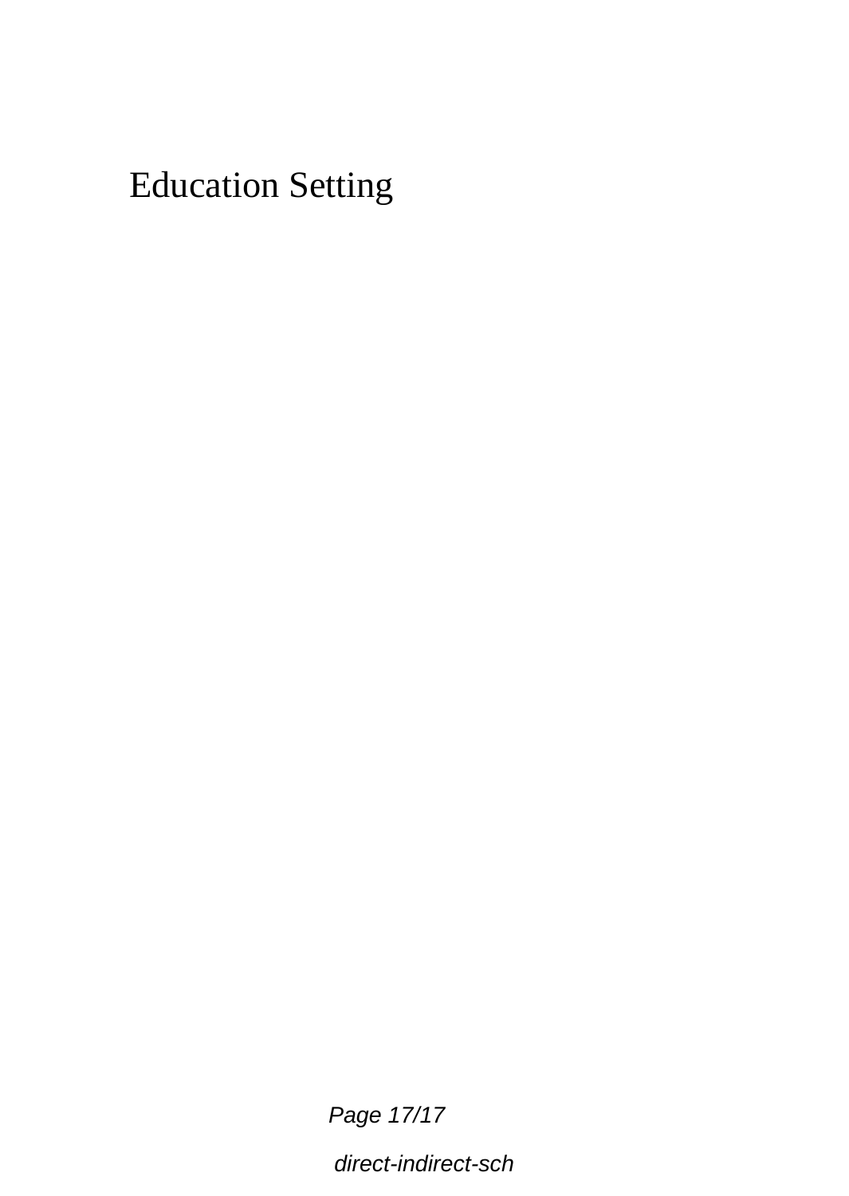Education Setting